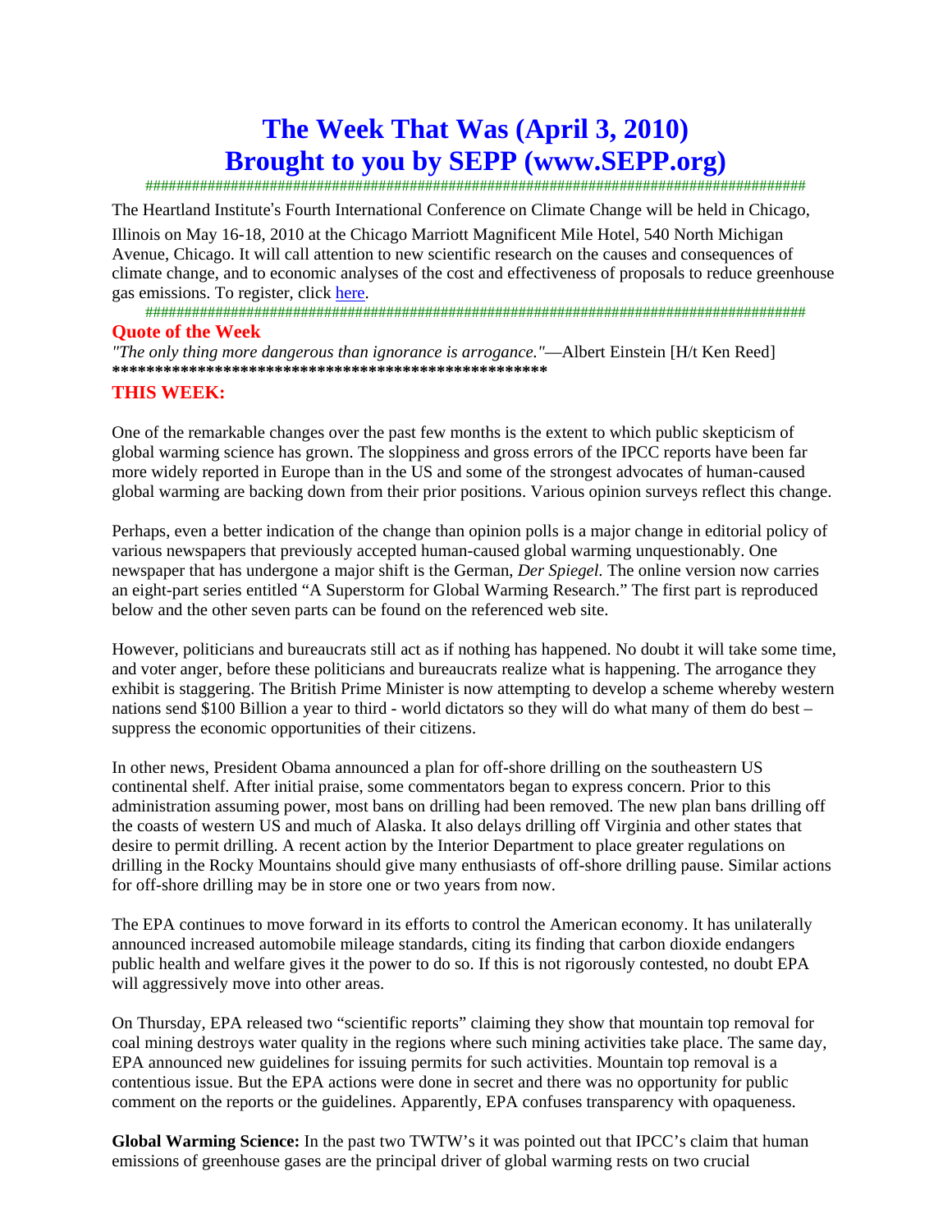# The Week That Was (April 3, 2010)
# Brought to you by SEPP (www.SEPP.org)

########################################################################################

The Heartland Institute's Fourth International Conference on Climate Change will be held in Chicago, Illinois on May 16-18, 2010 at the Chicago Marriott Magnificent Mile Hotel, 540 North Michigan Avenue, Chicago. It will call attention to new scientific research on the causes and consequences of climate change, and to economic analyses of the cost and effectiveness of proposals to reduce greenhouse gas emissions. To register, click here.

########################################################################################

**Quote of the Week**

*"The only thing more dangerous than ignorance is arrogance."*—Albert Einstein [H/t Ken Reed]

**************************************************

**THIS WEEK:**

One of the remarkable changes over the past few months is the extent to which public skepticism of global warming science has grown. The sloppiness and gross errors of the IPCC reports have been far more widely reported in Europe than in the US and some of the strongest advocates of human-caused global warming are backing down from their prior positions. Various opinion surveys reflect this change.

Perhaps, even a better indication of the change than opinion polls is a major change in editorial policy of various newspapers that previously accepted human-caused global warming unquestionably. One newspaper that has undergone a major shift is the German, *Der Spiegel*. The online version now carries an eight-part series entitled "A Superstorm for Global Warming Research." The first part is reproduced below and the other seven parts can be found on the referenced web site.

However, politicians and bureaucrats still act as if nothing has happened. No doubt it will take some time, and voter anger, before these politicians and bureaucrats realize what is happening. The arrogance they exhibit is staggering. The British Prime Minister is now attempting to develop a scheme whereby western nations send $100 Billion a year to third - world dictators so they will do what many of them do best – suppress the economic opportunities of their citizens.

In other news, President Obama announced a plan for off-shore drilling on the southeastern US continental shelf. After initial praise, some commentators began to express concern. Prior to this administration assuming power, most bans on drilling had been removed. The new plan bans drilling off the coasts of western US and much of Alaska. It also delays drilling off Virginia and other states that desire to permit drilling. A recent action by the Interior Department to place greater regulations on drilling in the Rocky Mountains should give many enthusiasts of off-shore drilling pause. Similar actions for off-shore drilling may be in store one or two years from now.

The EPA continues to move forward in its efforts to control the American economy. It has unilaterally announced increased automobile mileage standards, citing its finding that carbon dioxide endangers public health and welfare gives it the power to do so. If this is not rigorously contested, no doubt EPA will aggressively move into other areas.

On Thursday, EPA released two "scientific reports" claiming they show that mountain top removal for coal mining destroys water quality in the regions where such mining activities take place. The same day, EPA announced new guidelines for issuing permits for such activities. Mountain top removal is a contentious issue. But the EPA actions were done in secret and there was no opportunity for public comment on the reports or the guidelines. Apparently, EPA confuses transparency with opaqueness.

**Global Warming Science:** In the past two TWTW's it was pointed out that IPCC's claim that human emissions of greenhouse gases are the principal driver of global warming rests on two crucial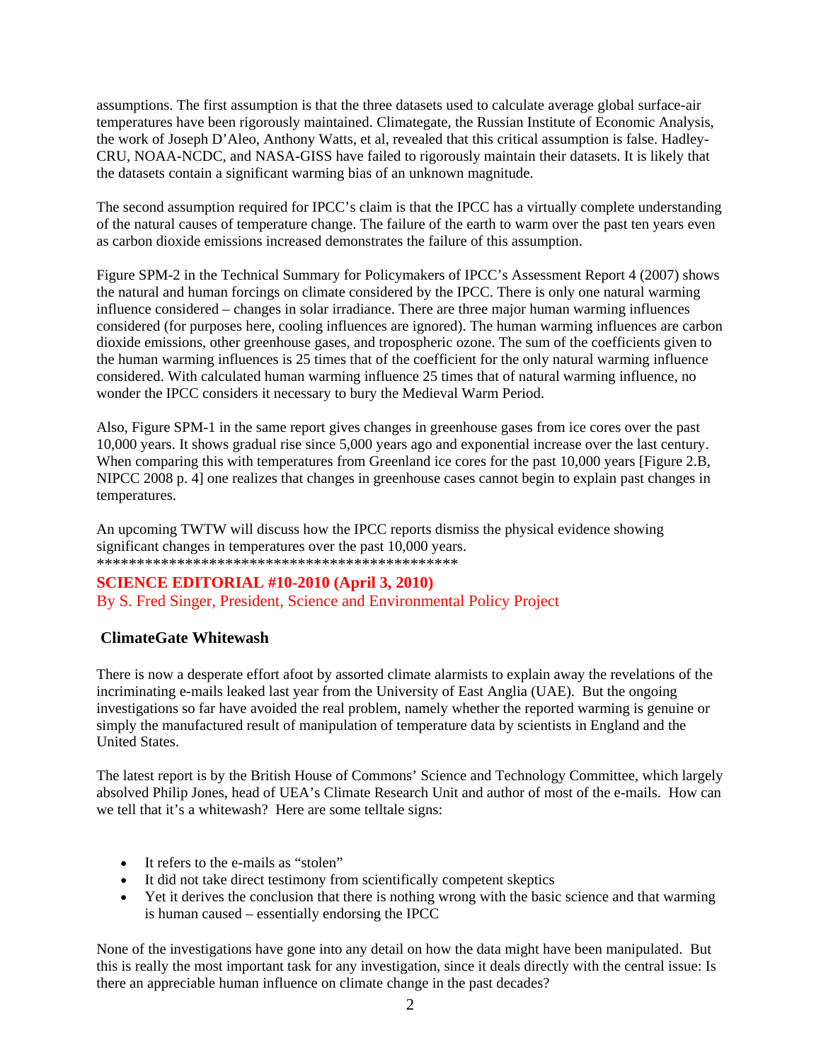assumptions. The first assumption is that the three datasets used to calculate average global surface-air temperatures have been rigorously maintained. Climategate, the Russian Institute of Economic Analysis, the work of Joseph D'Aleo, Anthony Watts, et al, revealed that this critical assumption is false. Hadley-CRU, NOAA-NCDC, and NASA-GISS have failed to rigorously maintain their datasets. It is likely that the datasets contain a significant warming bias of an unknown magnitude.

The second assumption required for IPCC's claim is that the IPCC has a virtually complete understanding of the natural causes of temperature change. The failure of the earth to warm over the past ten years even as carbon dioxide emissions increased demonstrates the failure of this assumption.

Figure SPM-2 in the Technical Summary for Policymakers of IPCC's Assessment Report 4 (2007) shows the natural and human forcings on climate considered by the IPCC. There is only one natural warming influence considered – changes in solar irradiance. There are three major human warming influences considered (for purposes here, cooling influences are ignored). The human warming influences are carbon dioxide emissions, other greenhouse gases, and tropospheric ozone. The sum of the coefficients given to the human warming influences is 25 times that of the coefficient for the only natural warming influence considered. With calculated human warming influence 25 times that of natural warming influence, no wonder the IPCC considers it necessary to bury the Medieval Warm Period.

Also, Figure SPM-1 in the same report gives changes in greenhouse gases from ice cores over the past 10,000 years. It shows gradual rise since 5,000 years ago and exponential increase over the last century. When comparing this with temperatures from Greenland ice cores for the past 10,000 years [Figure 2.B, NIPCC 2008 p. 4] one realizes that changes in greenhouse cases cannot begin to explain past changes in temperatures.

An upcoming TWTW will discuss how the IPCC reports dismiss the physical evidence showing significant changes in temperatures over the past 10,000 years.
**********************************************

**SCIENCE EDITORIAL #10-2010 (April 3, 2010)**
By S. Fred Singer, President, Science and Environmental Policy Project

## ClimateGate Whitewash

There is now a desperate effort afoot by assorted climate alarmists to explain away the revelations of the incriminating e-mails leaked last year from the University of East Anglia (UAE). But the ongoing investigations so far have avoided the real problem, namely whether the reported warming is genuine or simply the manufactured result of manipulation of temperature data by scientists in England and the United States.

The latest report is by the British House of Commons' Science and Technology Committee, which largely absolved Philip Jones, head of UEA's Climate Research Unit and author of most of the e-mails. How can we tell that it's a whitewash? Here are some telltale signs:

- It refers to the e-mails as "stolen"
- It did not take direct testimony from scientifically competent skeptics
- Yet it derives the conclusion that there is nothing wrong with the basic science and that warming is human caused – essentially endorsing the IPCC

None of the investigations have gone into any detail on how the data might have been manipulated. But this is really the most important task for any investigation, since it deals directly with the central issue: Is there an appreciable human influence on climate change in the past decades?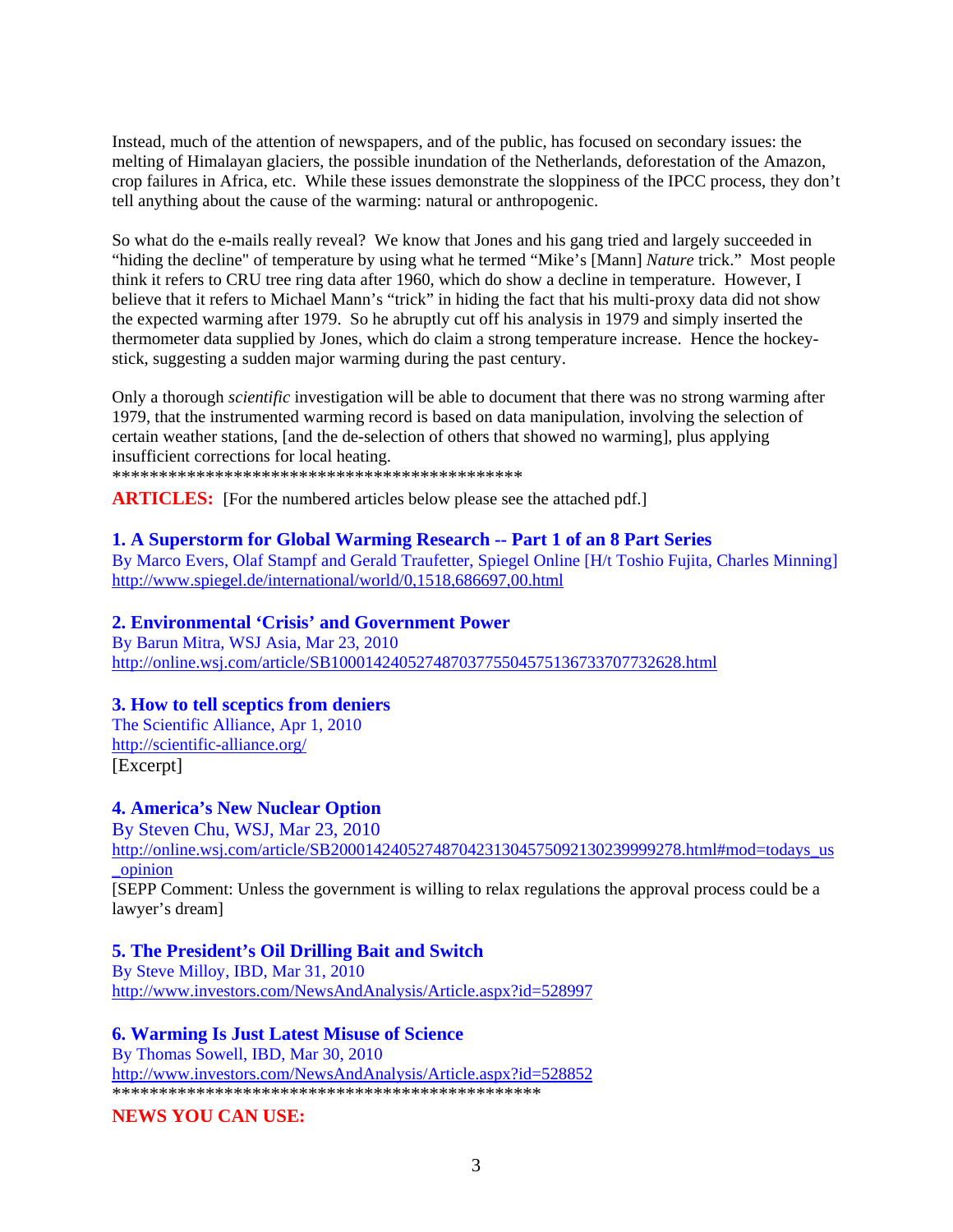Instead, much of the attention of newspapers, and of the public, has focused on secondary issues: the melting of Himalayan glaciers, the possible inundation of the Netherlands, deforestation of the Amazon, crop failures in Africa, etc. While these issues demonstrate the sloppiness of the IPCC process, they don't tell anything about the cause of the warming: natural or anthropogenic.

So what do the e-mails really reveal? We know that Jones and his gang tried and largely succeeded in "hiding the decline" of temperature by using what he termed "Mike's [Mann] *Nature* trick." Most people think it refers to CRU tree ring data after 1960, which do show a decline in temperature. However, I believe that it refers to Michael Mann's "trick" in hiding the fact that his multi-proxy data did not show the expected warming after 1979. So he abruptly cut off his analysis in 1979 and simply inserted the thermometer data supplied by Jones, which do claim a strong temperature increase. Hence the hockey-stick, suggesting a sudden major warming during the past century.

Only a thorough *scientific* investigation will be able to document that there was no strong warming after 1979, that the instrumented warming record is based on data manipulation, involving the selection of certain weather stations, [and the de-selection of others that showed no warming], plus applying insufficient corrections for local heating.

\*\*\*\*\*\*\*\*\*\*\*\*\*\*\*\*\*\*\*\*\*\*\*\*\*\*\*\*\*\*\*\*\*\*\*\*\*\*\*\*\*\*\*\*\*

**ARTICLES:** [For the numbered articles below please see the attached pdf.]

### 1. A Superstorm for Global Warming Research -- Part 1 of an 8 Part Series

By Marco Evers, Olaf Stampf and Gerald Traufetter, Spiegel Online [H/t Toshio Fujita, Charles Minning]
http://www.spiegel.de/international/world/0,1518,686697,00.html

### 2. Environmental 'Crisis' and Government Power

By Barun Mitra, WSJ Asia, Mar 23, 2010
http://online.wsj.com/article/SB10001424052748703775504575136733707732628.html

### 3. How to tell sceptics from deniers

The Scientific Alliance, Apr 1, 2010
http://scientific-alliance.org/
[Excerpt]

### 4. America's New Nuclear Option

By Steven Chu, WSJ, Mar 23, 2010
http://online.wsj.com/article/SB20001424052748704231304575092130239999278.html#mod=todays_us_opinion
[SEPP Comment: Unless the government is willing to relax regulations the approval process could be a lawyer's dream]

### 5. The President's Oil Drilling Bait and Switch

By Steve Milloy, IBD, Mar 31, 2010
http://www.investors.com/NewsAndAnalysis/Article.aspx?id=528997

### 6. Warming Is Just Latest Misuse of Science

By Thomas Sowell, IBD, Mar 30, 2010
http://www.investors.com/NewsAndAnalysis/Article.aspx?id=528852

\*\*\*\*\*\*\*\*\*\*\*\*\*\*\*\*\*\*\*\*\*\*\*\*\*\*\*\*\*\*\*\*\*\*\*\*\*\*\*\*\*\*\*\*\*\*\*

**NEWS YOU CAN USE:**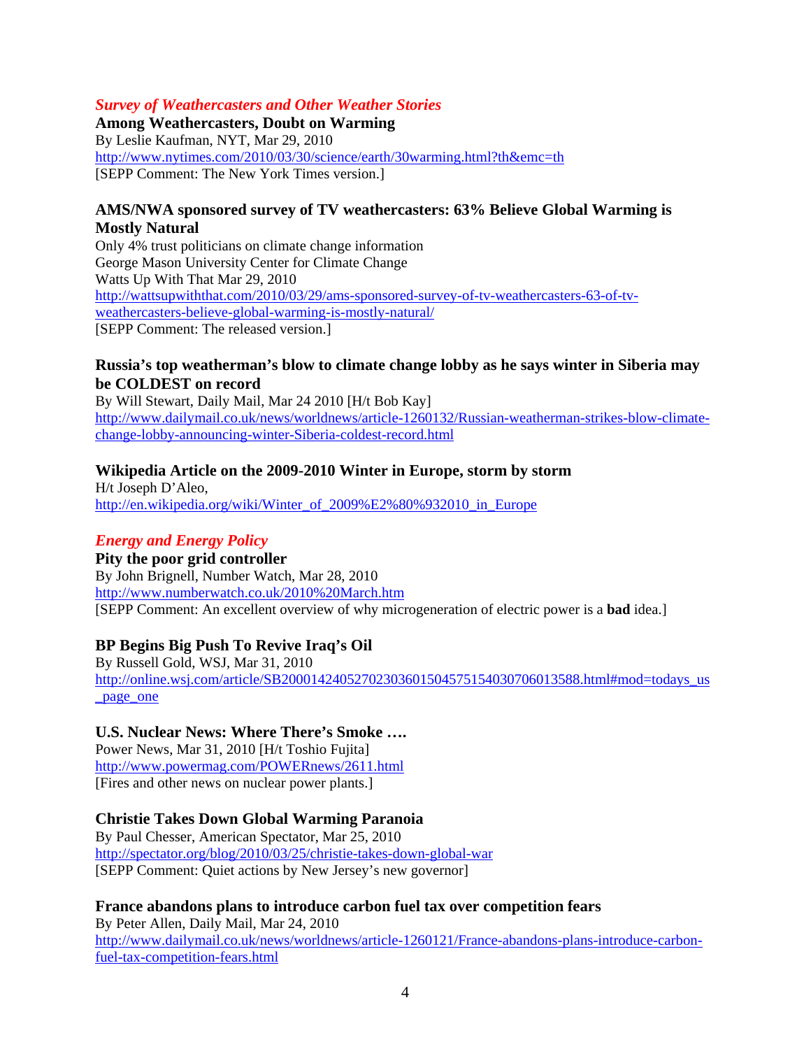## *Survey of Weathercasters and Other Weather Stories*

**Among Weathercasters, Doubt on Warming**
By Leslie Kaufman, NYT, Mar 29, 2010
http://www.nytimes.com/2010/03/30/science/earth/30warming.html?th&emc=th
[SEPP Comment: The New York Times version.]

**AMS/NWA sponsored survey of TV weathercasters: 63% Believe Global Warming is Mostly Natural**
Only 4% trust politicians on climate change information
George Mason University Center for Climate Change
Watts Up With That Mar 29, 2010
http://wattsupwiththat.com/2010/03/29/ams-sponsored-survey-of-tv-weathercasters-63-of-tv-weathercasters-believe-global-warming-is-mostly-natural/
[SEPP Comment: The released version.]

**Russia's top weatherman's blow to climate change lobby as he says winter in Siberia may be COLDEST on record**
By Will Stewart, Daily Mail, Mar 24 2010 [H/t Bob Kay]
http://www.dailymail.co.uk/news/worldnews/article-1260132/Russian-weatherman-strikes-blow-climate-change-lobby-announcing-winter-Siberia-coldest-record.html

**Wikipedia Article on the 2009-2010 Winter in Europe, storm by storm**
H/t Joseph D'Aleo,
http://en.wikipedia.org/wiki/Winter_of_2009%E2%80%932010_in_Europe

## *Energy and Energy Policy*

**Pity the poor grid controller**
By John Brignell, Number Watch, Mar 28, 2010
http://www.numberwatch.co.uk/2010%20March.htm
[SEPP Comment: An excellent overview of why microgeneration of electric power is a **bad** idea.]

**BP Begins Big Push To Revive Iraq's Oil**
By Russell Gold, WSJ, Mar 31, 2010
http://online.wsj.com/article/SB20001424052702303601504575154030706013588.html#mod=todays_us_page_one

**U.S. Nuclear News: Where There's Smoke ….**
Power News, Mar 31, 2010 [H/t Toshio Fujita]
http://www.powermag.com/POWERnews/2611.html
[Fires and other news on nuclear power plants.]

**Christie Takes Down Global Warming Paranoia**
By Paul Chesser, American Spectator, Mar 25, 2010
http://spectator.org/blog/2010/03/25/christie-takes-down-global-war
[SEPP Comment: Quiet actions by New Jersey's new governor]

**France abandons plans to introduce carbon fuel tax over competition fears**
By Peter Allen, Daily Mail, Mar 24, 2010
http://www.dailymail.co.uk/news/worldnews/article-1260121/France-abandons-plans-introduce-carbon-fuel-tax-competition-fears.html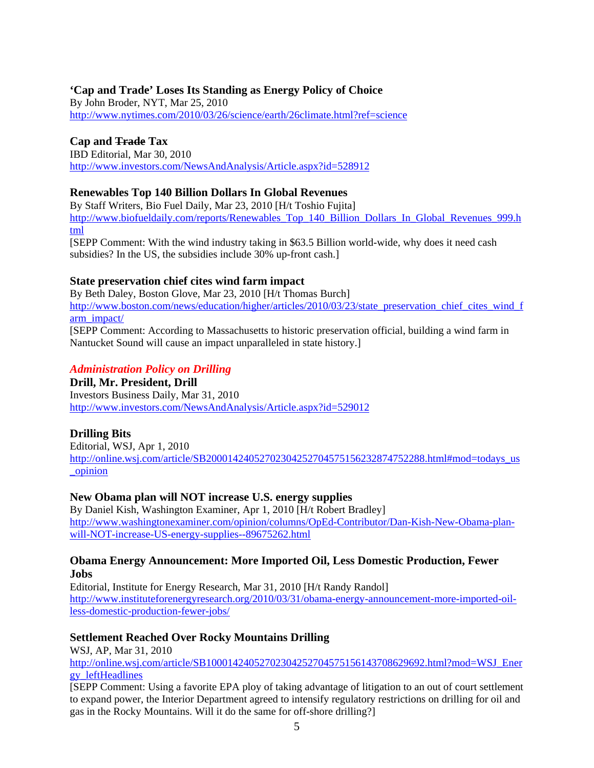### 'Cap and Trade' Loses Its Standing as Energy Policy of Choice

By John Broder, NYT, Mar 25, 2010
http://www.nytimes.com/2010/03/26/science/earth/26climate.html?ref=science

### Cap and ~~Trade~~ Tax

IBD Editorial, Mar 30, 2010
http://www.investors.com/NewsAndAnalysis/Article.aspx?id=528912

### Renewables Top 140 Billion Dollars In Global Revenues

By Staff Writers, Bio Fuel Daily, Mar 23, 2010 [H/t Toshio Fujita]
http://www.biofueldaily.com/reports/Renewables_Top_140_Billion_Dollars_In_Global_Revenues_999.html

[SEPP Comment: With the wind industry taking in $63.5 Billion world-wide, why does it need cash subsidies? In the US, the subsidies include 30% up-front cash.]

### State preservation chief cites wind farm impact

By Beth Daley, Boston Glove, Mar 23, 2010 [H/t Thomas Burch]
http://www.boston.com/news/education/higher/articles/2010/03/23/state_preservation_chief_cites_wind_farm_impact/

[SEPP Comment: According to Massachusetts to historic preservation official, building a wind farm in Nantucket Sound will cause an impact unparalleled in state history.]

## *Administration Policy on Drilling*

### Drill, Mr. President, Drill

Investors Business Daily, Mar 31, 2010
http://www.investors.com/NewsAndAnalysis/Article.aspx?id=529012

### Drilling Bits

Editorial, WSJ, Apr 1, 2010
http://online.wsj.com/article/SB20001424052702304252704575156232874752288.html#mod=todays_us_opinion

### New Obama plan will NOT increase U.S. energy supplies

By Daniel Kish, Washington Examiner, Apr 1, 2010 [H/t Robert Bradley]
http://www.washingtonexaminer.com/opinion/columns/OpEd-Contributor/Dan-Kish-New-Obama-plan-will-NOT-increase-US-energy-supplies--89675262.html

### Obama Energy Announcement: More Imported Oil, Less Domestic Production, Fewer Jobs

Editorial, Institute for Energy Research, Mar 31, 2010 [H/t Randy Randol]
http://www.instituteforenergyresearch.org/2010/03/31/obama-energy-announcement-more-imported-oil-less-domestic-production-fewer-jobs/

### Settlement Reached Over Rocky Mountains Drilling

WSJ, AP, Mar 31, 2010
http://online.wsj.com/article/SB10001424052702304252704575156143708629692.html?mod=WSJ_Energy_leftHeadlines

[SEPP Comment: Using a favorite EPA ploy of taking advantage of litigation to an out of court settlement to expand power, the Interior Department agreed to intensify regulatory restrictions on drilling for oil and gas in the Rocky Mountains. Will it do the same for off-shore drilling?]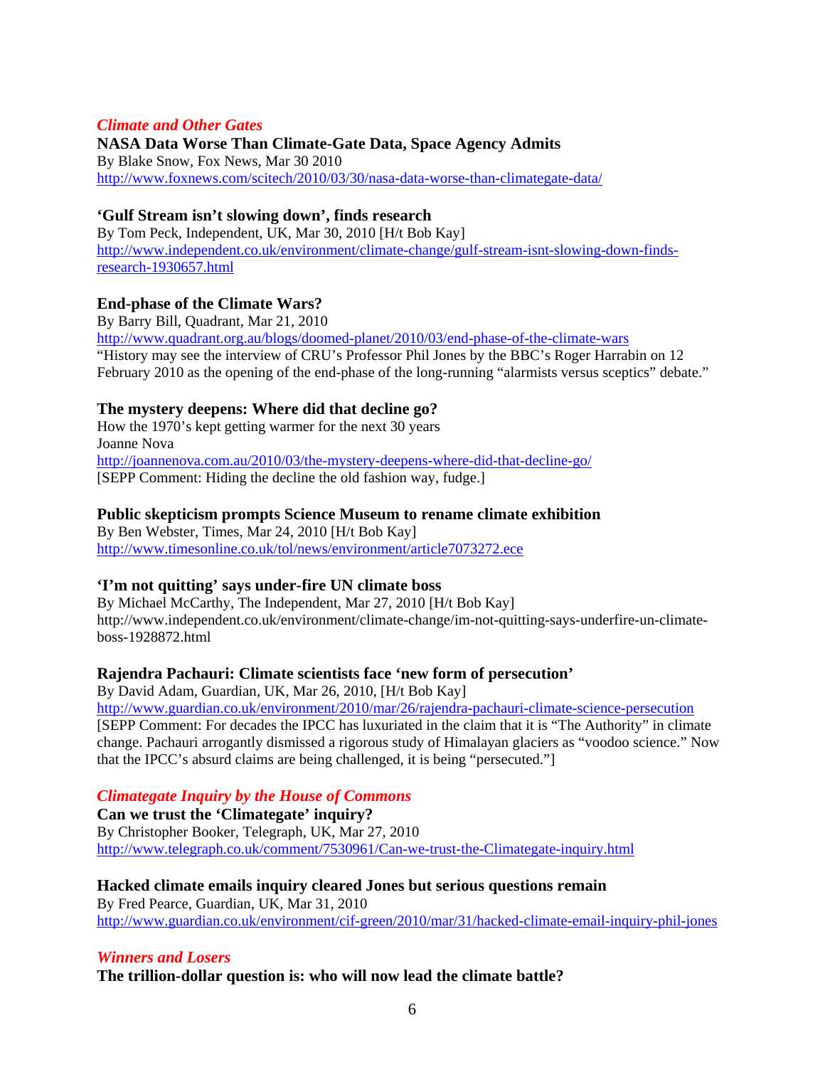### *Climate and Other Gates*

**NASA Data Worse Than Climate-Gate Data, Space Agency Admits**
By Blake Snow, Fox News, Mar 30 2010
http://www.foxnews.com/scitech/2010/03/30/nasa-data-worse-than-climategate-data/

**'Gulf Stream isn't slowing down', finds research**
By Tom Peck, Independent, UK, Mar 30, 2010 [H/t Bob Kay]
http://www.independent.co.uk/environment/climate-change/gulf-stream-isnt-slowing-down-finds-research-1930657.html

**End-phase of the Climate Wars?**
By Barry Bill, Quadrant, Mar 21, 2010
http://www.quadrant.org.au/blogs/doomed-planet/2010/03/end-phase-of-the-climate-wars
"History may see the interview of CRU's Professor Phil Jones by the BBC's Roger Harrabin on 12 February 2010 as the opening of the end-phase of the long-running "alarmists versus sceptics" debate."

**The mystery deepens: Where did that decline go?**
How the 1970's kept getting warmer for the next 30 years
Joanne Nova
http://joannenova.com.au/2010/03/the-mystery-deepens-where-did-that-decline-go/
[SEPP Comment: Hiding the decline the old fashion way, fudge.]

**Public skepticism prompts Science Museum to rename climate exhibition**
By Ben Webster, Times, Mar 24, 2010 [H/t Bob Kay]
http://www.timesonline.co.uk/tol/news/environment/article7073272.ece

**'I'm not quitting' says under-fire UN climate boss**
By Michael McCarthy, The Independent, Mar 27, 2010 [H/t Bob Kay]
http://www.independent.co.uk/environment/climate-change/im-not-quitting-says-underfire-un-climate-boss-1928872.html

**Rajendra Pachauri: Climate scientists face 'new form of persecution'**
By David Adam, Guardian, UK, Mar 26, 2010, [H/t Bob Kay]
http://www.guardian.co.uk/environment/2010/mar/26/rajendra-pachauri-climate-science-persecution
[SEPP Comment: For decades the IPCC has luxuriated in the claim that it is "The Authority" in climate change. Pachauri arrogantly dismissed a rigorous study of Himalayan glaciers as "voodoo science." Now that the IPCC's absurd claims are being challenged, it is being "persecuted."]

### *Climategate Inquiry by the House of Commons*

**Can we trust the 'Climategate' inquiry?**
By Christopher Booker, Telegraph, UK, Mar 27, 2010
http://www.telegraph.co.uk/comment/7530961/Can-we-trust-the-Climategate-inquiry.html

**Hacked climate emails inquiry cleared Jones but serious questions remain**
By Fred Pearce, Guardian, UK, Mar 31, 2010
http://www.guardian.co.uk/environment/cif-green/2010/mar/31/hacked-climate-email-inquiry-phil-jones

### *Winners and Losers*

**The trillion-dollar question is: who will now lead the climate battle?**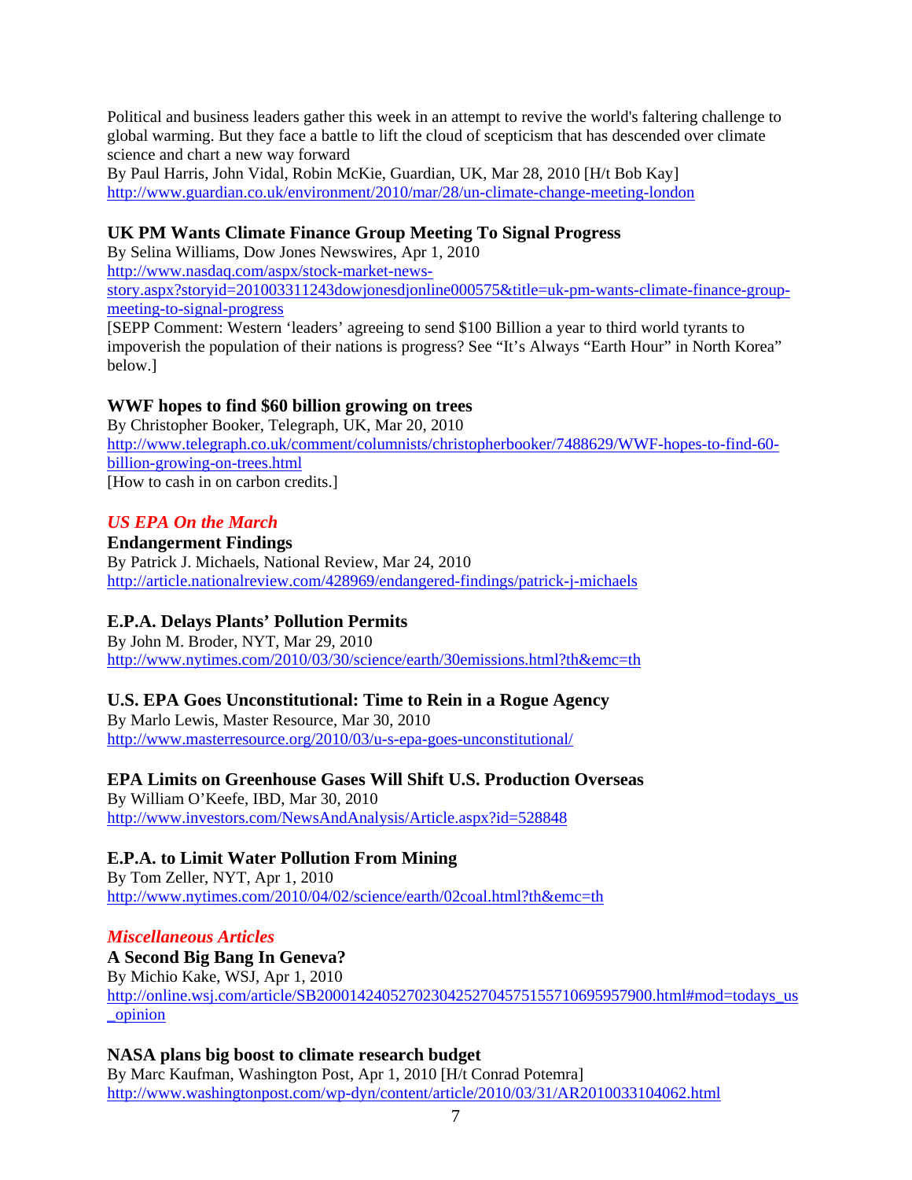Political and business leaders gather this week in an attempt to revive the world's faltering challenge to global warming. But they face a battle to lift the cloud of scepticism that has descended over climate science and chart a new way forward

By Paul Harris, John Vidal, Robin McKie, Guardian, UK, Mar 28, 2010 [H/t Bob Kay]
http://www.guardian.co.uk/environment/2010/mar/28/un-climate-change-meeting-london

**UK PM Wants Climate Finance Group Meeting To Signal Progress**

By Selina Williams, Dow Jones Newswires, Apr 1, 2010
http://www.nasdaq.com/aspx/stock-market-news-story.aspx?storyid=201003311243dowjonesdjonline000575&title=uk-pm-wants-climate-finance-group-meeting-to-signal-progress

[SEPP Comment: Western 'leaders' agreeing to send $100 Billion a year to third world tyrants to impoverish the population of their nations is progress? See "It's Always "Earth Hour" in North Korea" below.]

**WWF hopes to find $60 billion growing on trees**

By Christopher Booker, Telegraph, UK, Mar 20, 2010
http://www.telegraph.co.uk/comment/columnists/christopherbooker/7488629/WWF-hopes-to-find-60-billion-growing-on-trees.html

[How to cash in on carbon credits.]

## *US EPA On the March*

**Endangerment Findings**

By Patrick J. Michaels, National Review, Mar 24, 2010
http://article.nationalreview.com/428969/endangered-findings/patrick-j-michaels

**E.P.A. Delays Plants' Pollution Permits**

By John M. Broder, NYT, Mar 29, 2010
http://www.nytimes.com/2010/03/30/science/earth/30emissions.html?th&emc=th

**U.S. EPA Goes Unconstitutional: Time to Rein in a Rogue Agency**

By Marlo Lewis, Master Resource, Mar 30, 2010
http://www.masterresource.org/2010/03/u-s-epa-goes-unconstitutional/

**EPA Limits on Greenhouse Gases Will Shift U.S. Production Overseas**

By William O'Keefe, IBD, Mar 30, 2010
http://www.investors.com/NewsAndAnalysis/Article.aspx?id=528848

**E.P.A. to Limit Water Pollution From Mining**

By Tom Zeller, NYT, Apr 1, 2010
http://www.nytimes.com/2010/04/02/science/earth/02coal.html?th&emc=th

## *Miscellaneous Articles*

**A Second Big Bang In Geneva?**

By Michio Kake, WSJ, Apr 1, 2010
http://online.wsj.com/article/SB20001424052702304252704575155710695957900.html#mod=todays_us_opinion

**NASA plans big boost to climate research budget**

By Marc Kaufman, Washington Post, Apr 1, 2010 [H/t Conrad Potemra]
http://www.washingtonpost.com/wp-dyn/content/article/2010/03/31/AR2010033104062.html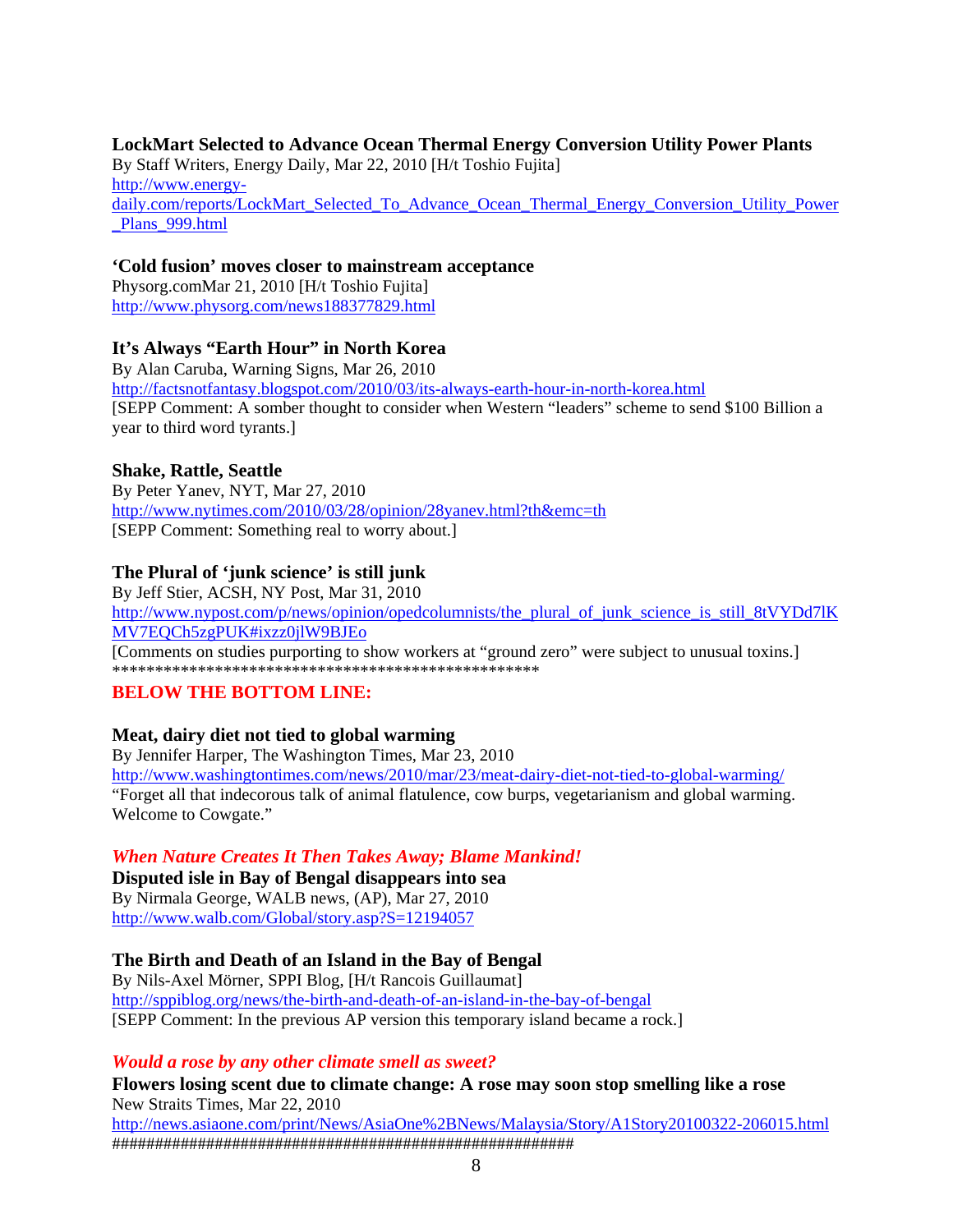**LockMart Selected to Advance Ocean Thermal Energy Conversion Utility Power Plants**
By Staff Writers, Energy Daily, Mar 22, 2010 [H/t Toshio Fujita]
http://www.energy-daily.com/reports/LockMart_Selected_To_Advance_Ocean_Thermal_Energy_Conversion_Utility_Power_Plans_999.html

**'Cold fusion' moves closer to mainstream acceptance**
Physorg.comMar 21, 2010 [H/t Toshio Fujita]
http://www.physorg.com/news188377829.html

**It's Always "Earth Hour" in North Korea**
By Alan Caruba, Warning Signs, Mar 26, 2010
http://factsnotfantasy.blogspot.com/2010/03/its-always-earth-hour-in-north-korea.html
[SEPP Comment: A somber thought to consider when Western "leaders" scheme to send $100 Billion a year to third word tyrants.]

**Shake, Rattle, Seattle**
By Peter Yanev, NYT, Mar 27, 2010
http://www.nytimes.com/2010/03/28/opinion/28yanev.html?th&emc=th
[SEPP Comment: Something real to worry about.]

**The Plural of 'junk science' is still junk**
By Jeff Stier, ACSH, NY Post, Mar 31, 2010
http://www.nypost.com/p/news/opinion/opedcolumnists/the_plural_of_junk_science_is_still_8tVYDd7lKMV7EQCh5zgPUK#ixzz0jlW9BJEo
[Comments on studies purporting to show workers at "ground zero" were subject to unusual toxins.]
**************************************************

## BELOW THE BOTTOM LINE:

**Meat, dairy diet not tied to global warming**
By Jennifer Harper, The Washington Times, Mar 23, 2010
http://www.washingtontimes.com/news/2010/mar/23/meat-dairy-diet-not-tied-to-global-warming/
"Forget all that indecorous talk of animal flatulence, cow burps, vegetarianism and global warming. Welcome to Cowgate."

***When Nature Creates It Then Takes Away; Blame Mankind!***
**Disputed isle in Bay of Bengal disappears into sea**
By Nirmala George, WALB news, (AP), Mar 27, 2010
http://www.walb.com/Global/story.asp?S=12194057

**The Birth and Death of an Island in the Bay of Bengal**
By Nils-Axel Mörner, SPPI Blog, [H/t Rancois Guillaumat]
http://sppiblog.org/news/the-birth-and-death-of-an-island-in-the-bay-of-bengal
[SEPP Comment: In the previous AP version this temporary island became a rock.]

***Would a rose by any other climate smell as sweet?***
**Flowers losing scent due to climate change: A rose may soon stop smelling like a rose**
New Straits Times, Mar 22, 2010
http://news.asiaone.com/print/News/AsiaOne%2BNews/Malaysia/Story/A1Story20100322-206015.html
########################################################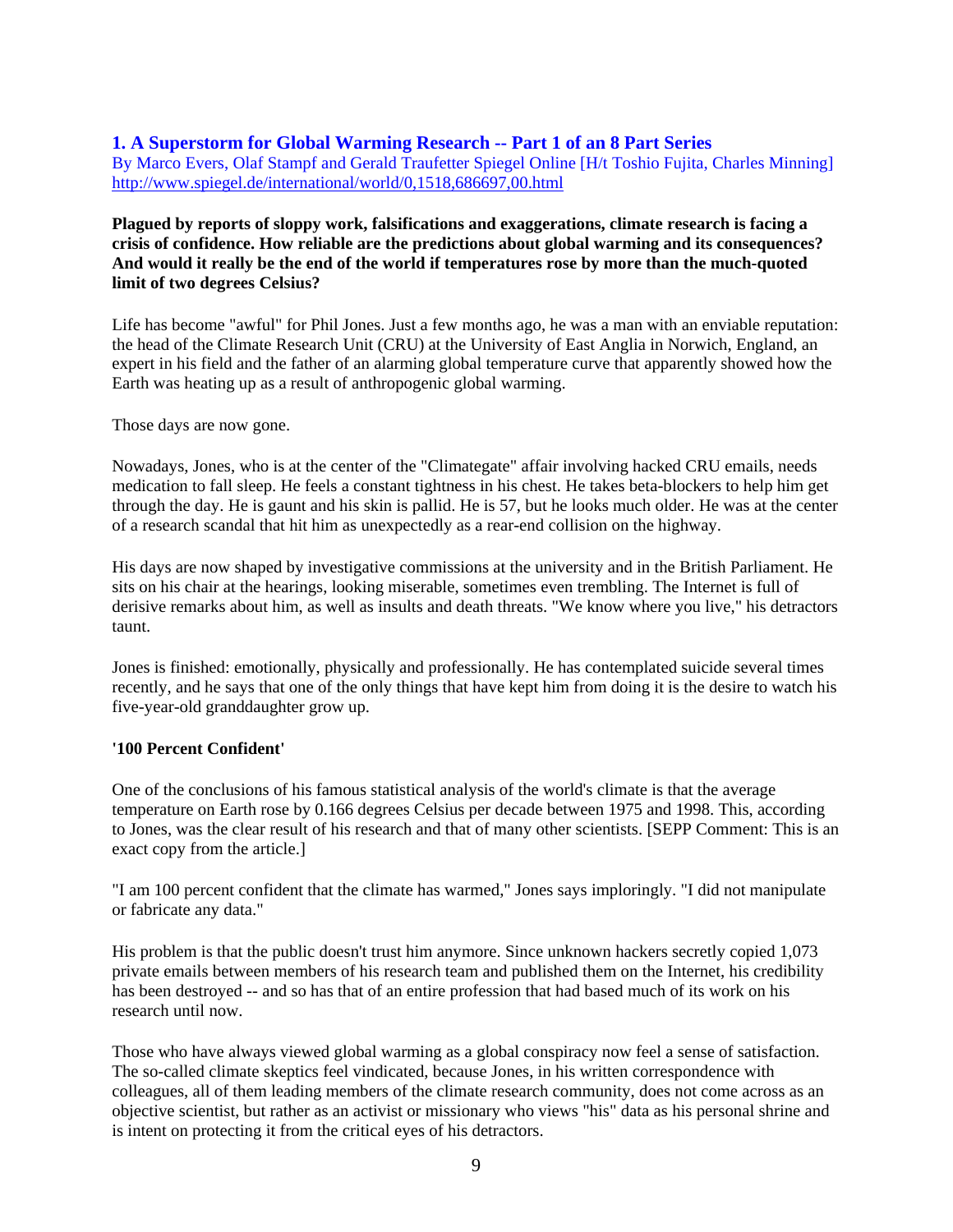## 1. A Superstorm for Global Warming Research -- Part 1 of an 8 Part Series

By Marco Evers, Olaf Stampf and Gerald Traufetter Spiegel Online [H/t Toshio Fujita, Charles Minning]
http://www.spiegel.de/international/world/0,1518,686697,00.html

**Plagued by reports of sloppy work, falsifications and exaggerations, climate research is facing a crisis of confidence. How reliable are the predictions about global warming and its consequences? And would it really be the end of the world if temperatures rose by more than the much-quoted limit of two degrees Celsius?**

Life has become "awful" for Phil Jones. Just a few months ago, he was a man with an enviable reputation: the head of the Climate Research Unit (CRU) at the University of East Anglia in Norwich, England, an expert in his field and the father of an alarming global temperature curve that apparently showed how the Earth was heating up as a result of anthropogenic global warming.

Those days are now gone.

Nowadays, Jones, who is at the center of the "Climategate" affair involving hacked CRU emails, needs medication to fall sleep. He feels a constant tightness in his chest. He takes beta-blockers to help him get through the day. He is gaunt and his skin is pallid. He is 57, but he looks much older. He was at the center of a research scandal that hit him as unexpectedly as a rear-end collision on the highway.

His days are now shaped by investigative commissions at the university and in the British Parliament. He sits on his chair at the hearings, looking miserable, sometimes even trembling. The Internet is full of derisive remarks about him, as well as insults and death threats. "We know where you live," his detractors taunt.

Jones is finished: emotionally, physically and professionally. He has contemplated suicide several times recently, and he says that one of the only things that have kept him from doing it is the desire to watch his five-year-old granddaughter grow up.

**'100 Percent Confident'**

One of the conclusions of his famous statistical analysis of the world's climate is that the average temperature on Earth rose by 0.166 degrees Celsius per decade between 1975 and 1998. This, according to Jones, was the clear result of his research and that of many other scientists. [SEPP Comment: This is an exact copy from the article.]

"I am 100 percent confident that the climate has warmed," Jones says imploringly. "I did not manipulate or fabricate any data."

His problem is that the public doesn't trust him anymore. Since unknown hackers secretly copied 1,073 private emails between members of his research team and published them on the Internet, his credibility has been destroyed -- and so has that of an entire profession that had based much of its work on his research until now.

Those who have always viewed global warming as a global conspiracy now feel a sense of satisfaction. The so-called climate skeptics feel vindicated, because Jones, in his written correspondence with colleagues, all of them leading members of the climate research community, does not come across as an objective scientist, but rather as an activist or missionary who views "his" data as his personal shrine and is intent on protecting it from the critical eyes of his detractors.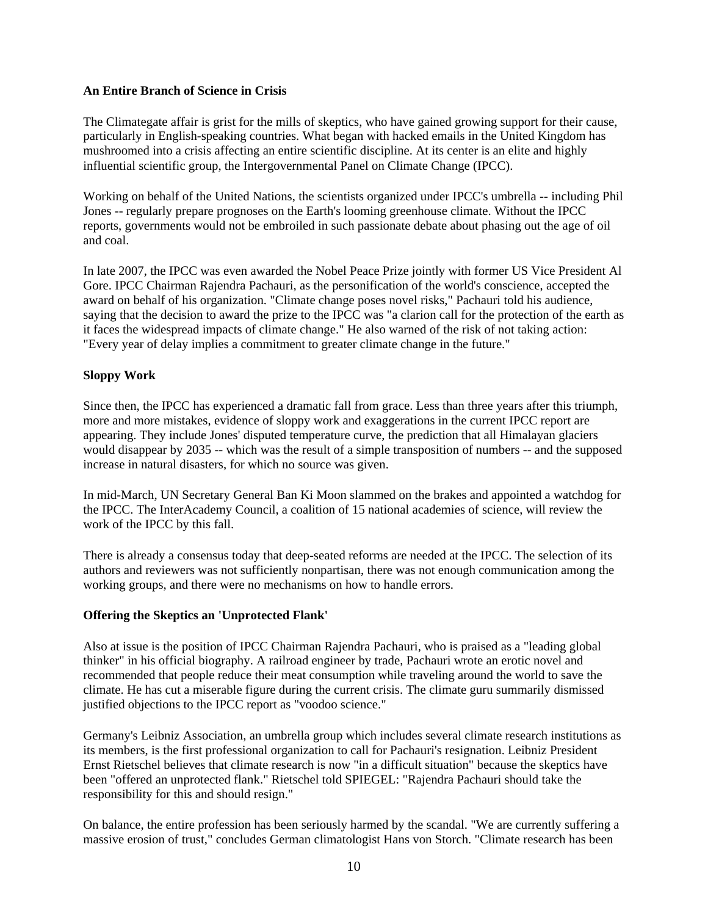**An Entire Branch of Science in Crisis**

The Climategate affair is grist for the mills of skeptics, who have gained growing support for their cause, particularly in English-speaking countries. What began with hacked emails in the United Kingdom has mushroomed into a crisis affecting an entire scientific discipline. At its center is an elite and highly influential scientific group, the Intergovernmental Panel on Climate Change (IPCC).

Working on behalf of the United Nations, the scientists organized under IPCC's umbrella -- including Phil Jones -- regularly prepare prognoses on the Earth's looming greenhouse climate. Without the IPCC reports, governments would not be embroiled in such passionate debate about phasing out the age of oil and coal.

In late 2007, the IPCC was even awarded the Nobel Peace Prize jointly with former US Vice President Al Gore. IPCC Chairman Rajendra Pachauri, as the personification of the world's conscience, accepted the award on behalf of his organization. "Climate change poses novel risks," Pachauri told his audience, saying that the decision to award the prize to the IPCC was "a clarion call for the protection of the earth as it faces the widespread impacts of climate change." He also warned of the risk of not taking action: "Every year of delay implies a commitment to greater climate change in the future."

**Sloppy Work**

Since then, the IPCC has experienced a dramatic fall from grace. Less than three years after this triumph, more and more mistakes, evidence of sloppy work and exaggerations in the current IPCC report are appearing. They include Jones' disputed temperature curve, the prediction that all Himalayan glaciers would disappear by 2035 -- which was the result of a simple transposition of numbers -- and the supposed increase in natural disasters, for which no source was given.

In mid-March, UN Secretary General Ban Ki Moon slammed on the brakes and appointed a watchdog for the IPCC. The InterAcademy Council, a coalition of 15 national academies of science, will review the work of the IPCC by this fall.

There is already a consensus today that deep-seated reforms are needed at the IPCC. The selection of its authors and reviewers was not sufficiently nonpartisan, there was not enough communication among the working groups, and there were no mechanisms on how to handle errors.

**Offering the Skeptics an 'Unprotected Flank'**

Also at issue is the position of IPCC Chairman Rajendra Pachauri, who is praised as a "leading global thinker" in his official biography. A railroad engineer by trade, Pachauri wrote an erotic novel and recommended that people reduce their meat consumption while traveling around the world to save the climate. He has cut a miserable figure during the current crisis. The climate guru summarily dismissed justified objections to the IPCC report as "voodoo science."

Germany's Leibniz Association, an umbrella group which includes several climate research institutions as its members, is the first professional organization to call for Pachauri's resignation. Leibniz President Ernst Rietschel believes that climate research is now "in a difficult situation" because the skeptics have been "offered an unprotected flank." Rietschel told SPIEGEL: "Rajendra Pachauri should take the responsibility for this and should resign."

On balance, the entire profession has been seriously harmed by the scandal. "We are currently suffering a massive erosion of trust," concludes German climatologist Hans von Storch. "Climate research has been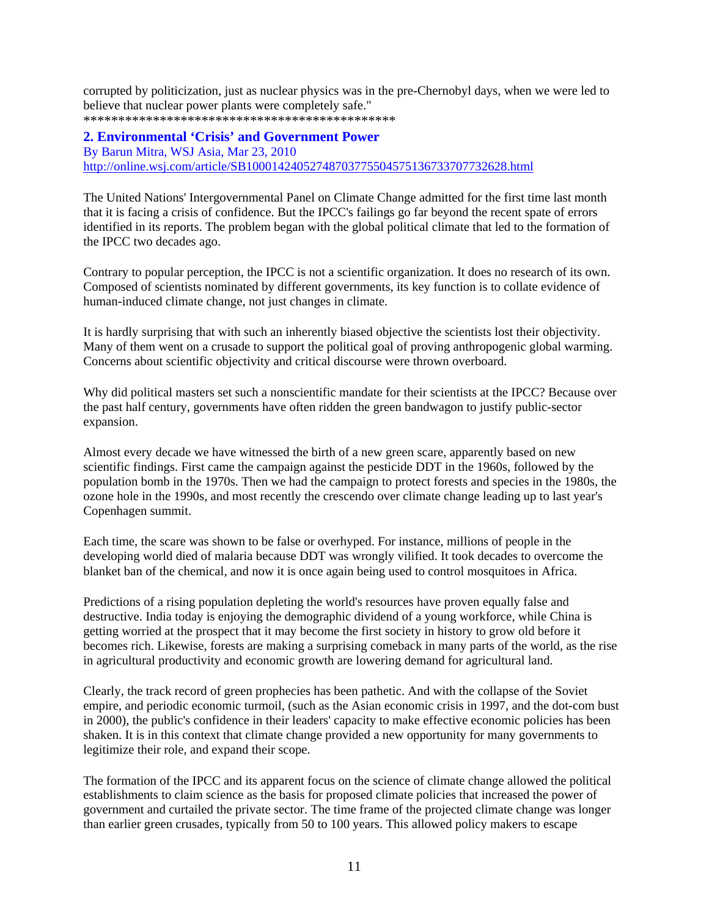corrupted by politicization, just as nuclear physics was in the pre-Chernobyl days, when we were led to believe that nuclear power plants were completely safe."
**********************************************

## 2. Environmental 'Crisis' and Government Power

By Barun Mitra, WSJ Asia, Mar 23, 2010
http://online.wsj.com/article/SB10001424052748703775504575136733707732628.html

The United Nations' Intergovernmental Panel on Climate Change admitted for the first time last month that it is facing a crisis of confidence. But the IPCC's failings go far beyond the recent spate of errors identified in its reports. The problem began with the global political climate that led to the formation of the IPCC two decades ago.

Contrary to popular perception, the IPCC is not a scientific organization. It does no research of its own. Composed of scientists nominated by different governments, its key function is to collate evidence of human-induced climate change, not just changes in climate.

It is hardly surprising that with such an inherently biased objective the scientists lost their objectivity. Many of them went on a crusade to support the political goal of proving anthropogenic global warming. Concerns about scientific objectivity and critical discourse were thrown overboard.

Why did political masters set such a nonscientific mandate for their scientists at the IPCC? Because over the past half century, governments have often ridden the green bandwagon to justify public-sector expansion.

Almost every decade we have witnessed the birth of a new green scare, apparently based on new scientific findings. First came the campaign against the pesticide DDT in the 1960s, followed by the population bomb in the 1970s. Then we had the campaign to protect forests and species in the 1980s, the ozone hole in the 1990s, and most recently the crescendo over climate change leading up to last year's Copenhagen summit.

Each time, the scare was shown to be false or overhyped. For instance, millions of people in the developing world died of malaria because DDT was wrongly vilified. It took decades to overcome the blanket ban of the chemical, and now it is once again being used to control mosquitoes in Africa.

Predictions of a rising population depleting the world's resources have proven equally false and destructive. India today is enjoying the demographic dividend of a young workforce, while China is getting worried at the prospect that it may become the first society in history to grow old before it becomes rich. Likewise, forests are making a surprising comeback in many parts of the world, as the rise in agricultural productivity and economic growth are lowering demand for agricultural land.

Clearly, the track record of green prophecies has been pathetic. And with the collapse of the Soviet empire, and periodic economic turmoil, (such as the Asian economic crisis in 1997, and the dot-com bust in 2000), the public's confidence in their leaders' capacity to make effective economic policies has been shaken. It is in this context that climate change provided a new opportunity for many governments to legitimize their role, and expand their scope.

The formation of the IPCC and its apparent focus on the science of climate change allowed the political establishments to claim science as the basis for proposed climate policies that increased the power of government and curtailed the private sector. The time frame of the projected climate change was longer than earlier green crusades, typically from 50 to 100 years. This allowed policy makers to escape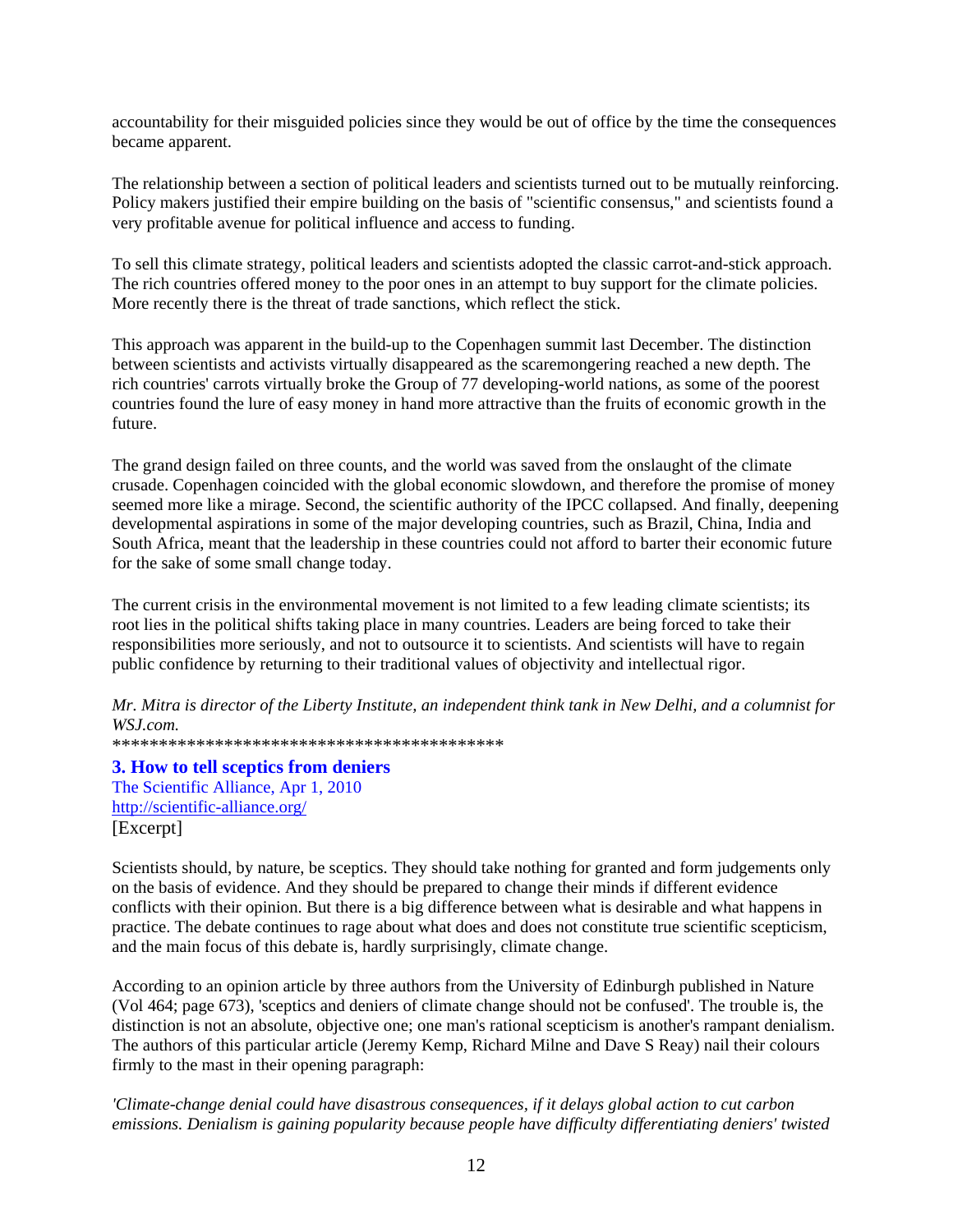accountability for their misguided policies since they would be out of office by the time the consequences became apparent.

The relationship between a section of political leaders and scientists turned out to be mutually reinforcing. Policy makers justified their empire building on the basis of "scientific consensus," and scientists found a very profitable avenue for political influence and access to funding.

To sell this climate strategy, political leaders and scientists adopted the classic carrot-and-stick approach. The rich countries offered money to the poor ones in an attempt to buy support for the climate policies. More recently there is the threat of trade sanctions, which reflect the stick.

This approach was apparent in the build-up to the Copenhagen summit last December. The distinction between scientists and activists virtually disappeared as the scaremongering reached a new depth. The rich countries' carrots virtually broke the Group of 77 developing-world nations, as some of the poorest countries found the lure of easy money in hand more attractive than the fruits of economic growth in the future.

The grand design failed on three counts, and the world was saved from the onslaught of the climate crusade. Copenhagen coincided with the global economic slowdown, and therefore the promise of money seemed more like a mirage. Second, the scientific authority of the IPCC collapsed. And finally, deepening developmental aspirations in some of the major developing countries, such as Brazil, China, India and South Africa, meant that the leadership in these countries could not afford to barter their economic future for the sake of some small change today.

The current crisis in the environmental movement is not limited to a few leading climate scientists; its root lies in the political shifts taking place in many countries. Leaders are being forced to take their responsibilities more seriously, and not to outsource it to scientists. And scientists will have to regain public confidence by returning to their traditional values of objectivity and intellectual rigor.

*Mr. Mitra is director of the Liberty Institute, an independent think tank in New Delhi, and a columnist for WSJ.com.*

*******************************************

### 3. How to tell sceptics from deniers

The Scientific Alliance, Apr 1, 2010
http://scientific-alliance.org/
[Excerpt]

Scientists should, by nature, be sceptics. They should take nothing for granted and form judgements only on the basis of evidence. And they should be prepared to change their minds if different evidence conflicts with their opinion. But there is a big difference between what is desirable and what happens in practice. The debate continues to rage about what does and does not constitute true scientific scepticism, and the main focus of this debate is, hardly surprisingly, climate change.

According to an opinion article by three authors from the University of Edinburgh published in Nature (Vol 464; page 673), 'sceptics and deniers of climate change should not be confused'. The trouble is, the distinction is not an absolute, objective one; one man's rational scepticism is another's rampant denialism. The authors of this particular article (Jeremy Kemp, Richard Milne and Dave S Reay) nail their colours firmly to the mast in their opening paragraph:

*'Climate-change denial could have disastrous consequences, if it delays global action to cut carbon emissions. Denialism is gaining popularity because people have difficulty differentiating deniers' twisted*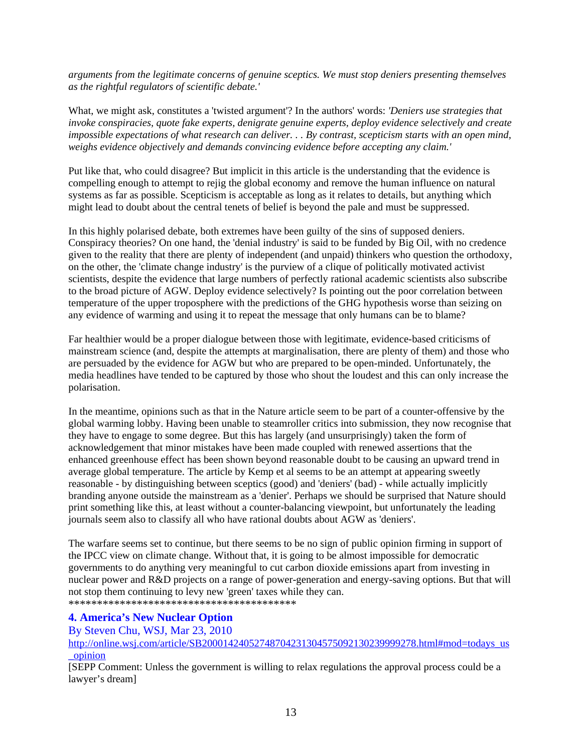*arguments from the legitimate concerns of genuine sceptics. We must stop deniers presenting themselves as the rightful regulators of scientific debate.'*

What, we might ask, constitutes a 'twisted argument'? In the authors' words: *'Deniers use strategies that invoke conspiracies, quote fake experts, denigrate genuine experts, deploy evidence selectively and create impossible expectations of what research can deliver. . . By contrast, scepticism starts with an open mind, weighs evidence objectively and demands convincing evidence before accepting any claim.'*

Put like that, who could disagree? But implicit in this article is the understanding that the evidence is compelling enough to attempt to rejig the global economy and remove the human influence on natural systems as far as possible. Scepticism is acceptable as long as it relates to details, but anything which might lead to doubt about the central tenets of belief is beyond the pale and must be suppressed.

In this highly polarised debate, both extremes have been guilty of the sins of supposed deniers. Conspiracy theories? On one hand, the 'denial industry' is said to be funded by Big Oil, with no credence given to the reality that there are plenty of independent (and unpaid) thinkers who question the orthodoxy, on the other, the 'climate change industry' is the purview of a clique of politically motivated activist scientists, despite the evidence that large numbers of perfectly rational academic scientists also subscribe to the broad picture of AGW. Deploy evidence selectively? Is pointing out the poor correlation between temperature of the upper troposphere with the predictions of the GHG hypothesis worse than seizing on any evidence of warming and using it to repeat the message that only humans can be to blame?

Far healthier would be a proper dialogue between those with legitimate, evidence-based criticisms of mainstream science (and, despite the attempts at marginalisation, there are plenty of them) and those who are persuaded by the evidence for AGW but who are prepared to be open-minded. Unfortunately, the media headlines have tended to be captured by those who shout the loudest and this can only increase the polarisation.

In the meantime, opinions such as that in the Nature article seem to be part of a counter-offensive by the global warming lobby. Having been unable to steamroller critics into submission, they now recognise that they have to engage to some degree. But this has largely (and unsurprisingly) taken the form of acknowledgement that minor mistakes have been made coupled with renewed assertions that the enhanced greenhouse effect has been shown beyond reasonable doubt to be causing an upward trend in average global temperature. The article by Kemp et al seems to be an attempt at appearing sweetly reasonable - by distinguishing between sceptics (good) and 'deniers' (bad) - while actually implicitly branding anyone outside the mainstream as a 'denier'. Perhaps we should be surprised that Nature should print something like this, at least without a counter-balancing viewpoint, but unfortunately the leading journals seem also to classify all who have rational doubts about AGW as 'deniers'.

The warfare seems set to continue, but there seems to be no sign of public opinion firming in support of the IPCC view on climate change. Without that, it is going to be almost impossible for democratic governments to do anything very meaningful to cut carbon dioxide emissions apart from investing in nuclear power and R&D projects on a range of power-generation and energy-saving options. But that will not stop them continuing to levy new 'green' taxes while they can.
****************************************

### 4. America's New Nuclear Option

By Steven Chu, WSJ, Mar 23, 2010
http://online.wsj.com/article/SB20001424052748704231304575092130239999278.html#mod=todays_us_opinion

[SEPP Comment: Unless the government is willing to relax regulations the approval process could be a lawyer's dream]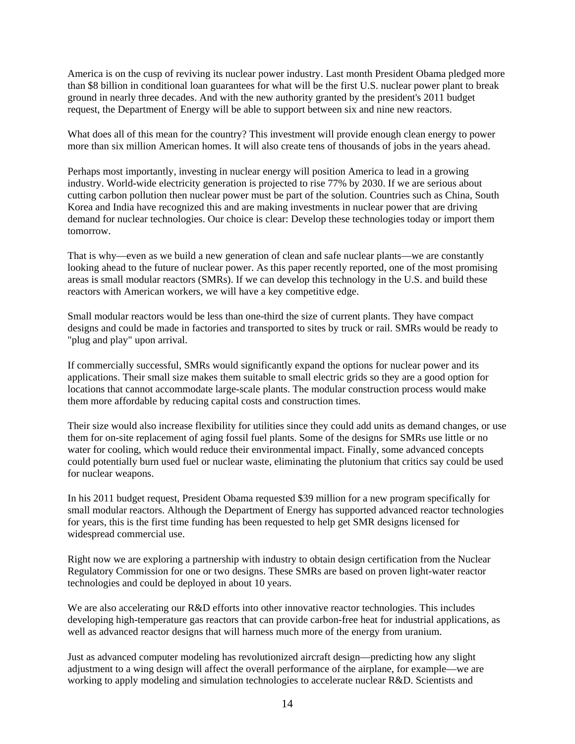America is on the cusp of reviving its nuclear power industry. Last month President Obama pledged more than $8 billion in conditional loan guarantees for what will be the first U.S. nuclear power plant to break ground in nearly three decades. And with the new authority granted by the president's 2011 budget request, the Department of Energy will be able to support between six and nine new reactors.

What does all of this mean for the country? This investment will provide enough clean energy to power more than six million American homes. It will also create tens of thousands of jobs in the years ahead.

Perhaps most importantly, investing in nuclear energy will position America to lead in a growing industry. World-wide electricity generation is projected to rise 77% by 2030. If we are serious about cutting carbon pollution then nuclear power must be part of the solution. Countries such as China, South Korea and India have recognized this and are making investments in nuclear power that are driving demand for nuclear technologies. Our choice is clear: Develop these technologies today or import them tomorrow.

That is why—even as we build a new generation of clean and safe nuclear plants—we are constantly looking ahead to the future of nuclear power. As this paper recently reported, one of the most promising areas is small modular reactors (SMRs). If we can develop this technology in the U.S. and build these reactors with American workers, we will have a key competitive edge.

Small modular reactors would be less than one-third the size of current plants. They have compact designs and could be made in factories and transported to sites by truck or rail. SMRs would be ready to "plug and play" upon arrival.

If commercially successful, SMRs would significantly expand the options for nuclear power and its applications. Their small size makes them suitable to small electric grids so they are a good option for locations that cannot accommodate large-scale plants. The modular construction process would make them more affordable by reducing capital costs and construction times.

Their size would also increase flexibility for utilities since they could add units as demand changes, or use them for on-site replacement of aging fossil fuel plants. Some of the designs for SMRs use little or no water for cooling, which would reduce their environmental impact. Finally, some advanced concepts could potentially burn used fuel or nuclear waste, eliminating the plutonium that critics say could be used for nuclear weapons.

In his 2011 budget request, President Obama requested $39 million for a new program specifically for small modular reactors. Although the Department of Energy has supported advanced reactor technologies for years, this is the first time funding has been requested to help get SMR designs licensed for widespread commercial use.

Right now we are exploring a partnership with industry to obtain design certification from the Nuclear Regulatory Commission for one or two designs. These SMRs are based on proven light-water reactor technologies and could be deployed in about 10 years.

We are also accelerating our R&D efforts into other innovative reactor technologies. This includes developing high-temperature gas reactors that can provide carbon-free heat for industrial applications, as well as advanced reactor designs that will harness much more of the energy from uranium.

Just as advanced computer modeling has revolutionized aircraft design—predicting how any slight adjustment to a wing design will affect the overall performance of the airplane, for example—we are working to apply modeling and simulation technologies to accelerate nuclear R&D. Scientists and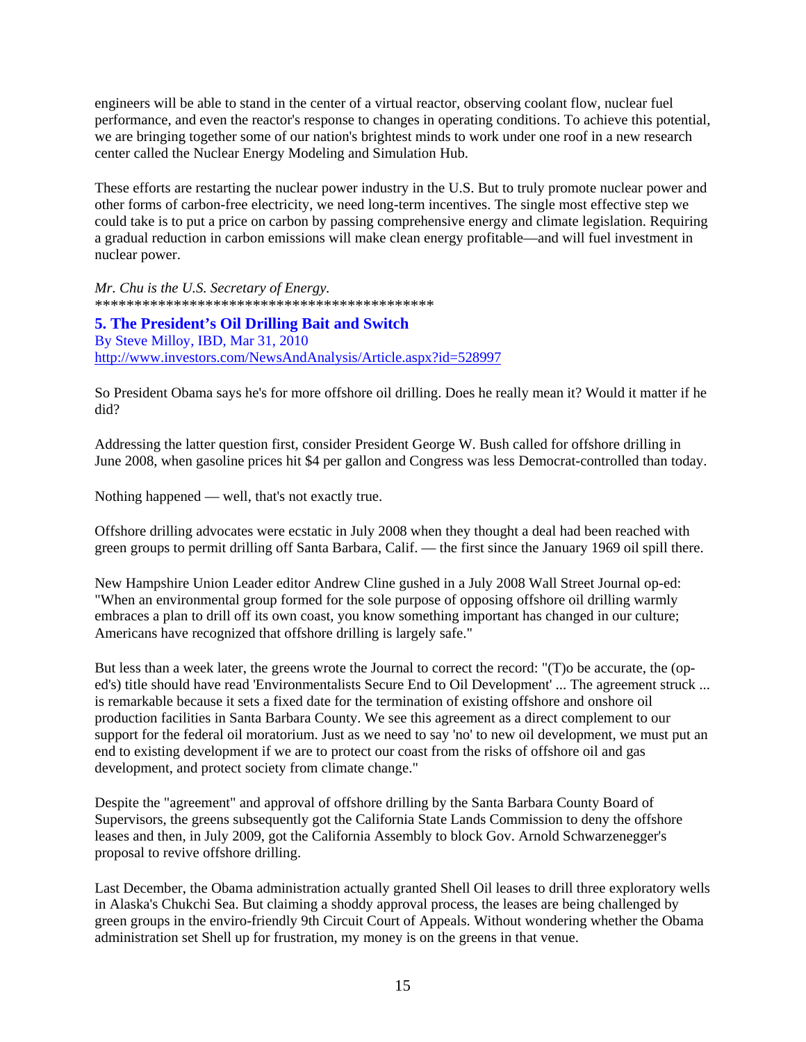engineers will be able to stand in the center of a virtual reactor, observing coolant flow, nuclear fuel performance, and even the reactor's response to changes in operating conditions. To achieve this potential, we are bringing together some of our nation's brightest minds to work under one roof in a new research center called the Nuclear Energy Modeling and Simulation Hub.

These efforts are restarting the nuclear power industry in the U.S. But to truly promote nuclear power and other forms of carbon-free electricity, we need long-term incentives. The single most effective step we could take is to put a price on carbon by passing comprehensive energy and climate legislation. Requiring a gradual reduction in carbon emissions will make clean energy profitable—and will fuel investment in nuclear power.

*Mr. Chu is the U.S. Secretary of Energy.*
*********************************************

**5. The President's Oil Drilling Bait and Switch**
By Steve Milloy, IBD, Mar 31, 2010
http://www.investors.com/NewsAndAnalysis/Article.aspx?id=528997

So President Obama says he's for more offshore oil drilling. Does he really mean it? Would it matter if he did?

Addressing the latter question first, consider President George W. Bush called for offshore drilling in June 2008, when gasoline prices hit $4 per gallon and Congress was less Democrat-controlled than today.

Nothing happened — well, that's not exactly true.

Offshore drilling advocates were ecstatic in July 2008 when they thought a deal had been reached with green groups to permit drilling off Santa Barbara, Calif. — the first since the January 1969 oil spill there.

New Hampshire Union Leader editor Andrew Cline gushed in a July 2008 Wall Street Journal op-ed: "When an environmental group formed for the sole purpose of opposing offshore oil drilling warmly embraces a plan to drill off its own coast, you know something important has changed in our culture; Americans have recognized that offshore drilling is largely safe."

But less than a week later, the greens wrote the Journal to correct the record: "(T)o be accurate, the (op-ed's) title should have read 'Environmentalists Secure End to Oil Development' ... The agreement struck ... is remarkable because it sets a fixed date for the termination of existing offshore and onshore oil production facilities in Santa Barbara County. We see this agreement as a direct complement to our support for the federal oil moratorium. Just as we need to say 'no' to new oil development, we must put an end to existing development if we are to protect our coast from the risks of offshore oil and gas development, and protect society from climate change."

Despite the "agreement" and approval of offshore drilling by the Santa Barbara County Board of Supervisors, the greens subsequently got the California State Lands Commission to deny the offshore leases and then, in July 2009, got the California Assembly to block Gov. Arnold Schwarzenegger's proposal to revive offshore drilling.

Last December, the Obama administration actually granted Shell Oil leases to drill three exploratory wells in Alaska's Chukchi Sea. But claiming a shoddy approval process, the leases are being challenged by green groups in the enviro-friendly 9th Circuit Court of Appeals. Without wondering whether the Obama administration set Shell up for frustration, my money is on the greens in that venue.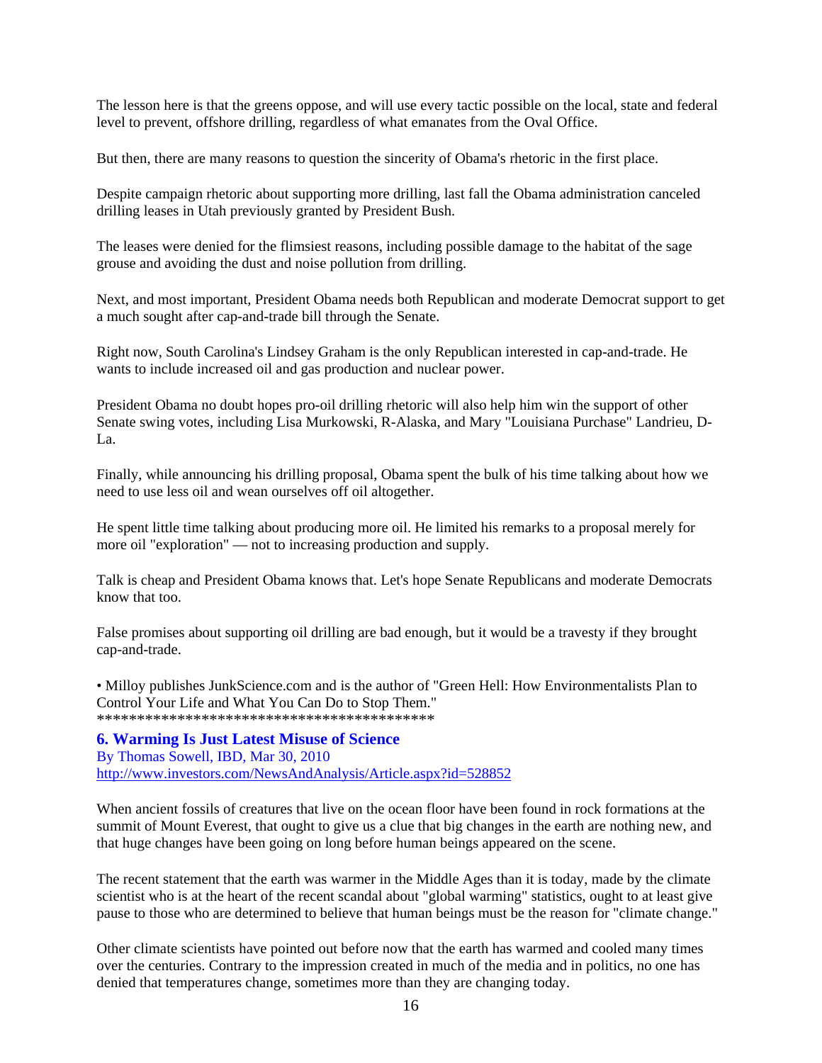The lesson here is that the greens oppose, and will use every tactic possible on the local, state and federal level to prevent, offshore drilling, regardless of what emanates from the Oval Office.

But then, there are many reasons to question the sincerity of Obama's rhetoric in the first place.

Despite campaign rhetoric about supporting more drilling, last fall the Obama administration canceled drilling leases in Utah previously granted by President Bush.

The leases were denied for the flimsiest reasons, including possible damage to the habitat of the sage grouse and avoiding the dust and noise pollution from drilling.

Next, and most important, President Obama needs both Republican and moderate Democrat support to get a much sought after cap-and-trade bill through the Senate.

Right now, South Carolina's Lindsey Graham is the only Republican interested in cap-and-trade. He wants to include increased oil and gas production and nuclear power.

President Obama no doubt hopes pro-oil drilling rhetoric will also help him win the support of other Senate swing votes, including Lisa Murkowski, R-Alaska, and Mary "Louisiana Purchase" Landrieu, D-La.

Finally, while announcing his drilling proposal, Obama spent the bulk of his time talking about how we need to use less oil and wean ourselves off oil altogether.

He spent little time talking about producing more oil. He limited his remarks to a proposal merely for more oil "exploration" — not to increasing production and supply.

Talk is cheap and President Obama knows that. Let's hope Senate Republicans and moderate Democrats know that too.

False promises about supporting oil drilling are bad enough, but it would be a travesty if they brought cap-and-trade.

• Milloy publishes JunkScience.com and is the author of "Green Hell: How Environmentalists Plan to Control Your Life and What You Can Do to Stop Them."
*******************************************

### 6. Warming Is Just Latest Misuse of Science

By Thomas Sowell, IBD, Mar 30, 2010
http://www.investors.com/NewsAndAnalysis/Article.aspx?id=528852

When ancient fossils of creatures that live on the ocean floor have been found in rock formations at the summit of Mount Everest, that ought to give us a clue that big changes in the earth are nothing new, and that huge changes have been going on long before human beings appeared on the scene.

The recent statement that the earth was warmer in the Middle Ages than it is today, made by the climate scientist who is at the heart of the recent scandal about "global warming" statistics, ought to at least give pause to those who are determined to believe that human beings must be the reason for "climate change."

Other climate scientists have pointed out before now that the earth has warmed and cooled many times over the centuries. Contrary to the impression created in much of the media and in politics, no one has denied that temperatures change, sometimes more than they are changing today.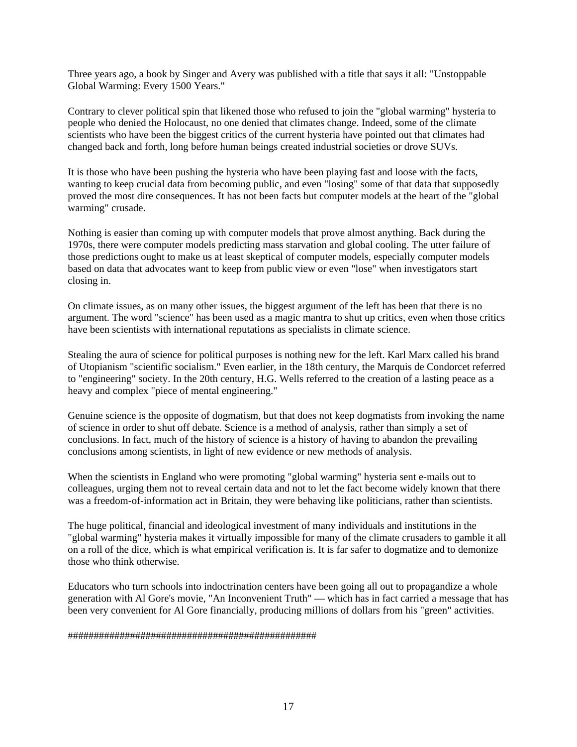Three years ago, a book by Singer and Avery was published with a title that says it all: "Unstoppable Global Warming: Every 1500 Years."

Contrary to clever political spin that likened those who refused to join the "global warming" hysteria to people who denied the Holocaust, no one denied that climates change. Indeed, some of the climate scientists who have been the biggest critics of the current hysteria have pointed out that climates had changed back and forth, long before human beings created industrial societies or drove SUVs.

It is those who have been pushing the hysteria who have been playing fast and loose with the facts, wanting to keep crucial data from becoming public, and even "losing" some of that data that supposedly proved the most dire consequences. It has not been facts but computer models at the heart of the "global warming" crusade.

Nothing is easier than coming up with computer models that prove almost anything. Back during the 1970s, there were computer models predicting mass starvation and global cooling. The utter failure of those predictions ought to make us at least skeptical of computer models, especially computer models based on data that advocates want to keep from public view or even "lose" when investigators start closing in.

On climate issues, as on many other issues, the biggest argument of the left has been that there is no argument. The word "science" has been used as a magic mantra to shut up critics, even when those critics have been scientists with international reputations as specialists in climate science.

Stealing the aura of science for political purposes is nothing new for the left. Karl Marx called his brand of Utopianism "scientific socialism." Even earlier, in the 18th century, the Marquis de Condorcet referred to "engineering" society. In the 20th century, H.G. Wells referred to the creation of a lasting peace as a heavy and complex "piece of mental engineering."

Genuine science is the opposite of dogmatism, but that does not keep dogmatists from invoking the name of science in order to shut off debate. Science is a method of analysis, rather than simply a set of conclusions. In fact, much of the history of science is a history of having to abandon the prevailing conclusions among scientists, in light of new evidence or new methods of analysis.

When the scientists in England who were promoting "global warming" hysteria sent e-mails out to colleagues, urging them not to reveal certain data and not to let the fact become widely known that there was a freedom-of-information act in Britain, they were behaving like politicians, rather than scientists.

The huge political, financial and ideological investment of many individuals and institutions in the "global warming" hysteria makes it virtually impossible for many of the climate crusaders to gamble it all on a roll of the dice, which is what empirical verification is. It is far safer to dogmatize and to demonize those who think otherwise.

Educators who turn schools into indoctrination centers have been going all out to propagandize a whole generation with Al Gore's movie, "An Inconvenient Truth" — which has in fact carried a message that has been very convenient for Al Gore financially, producing millions of dollars from his "green" activities.

################################################